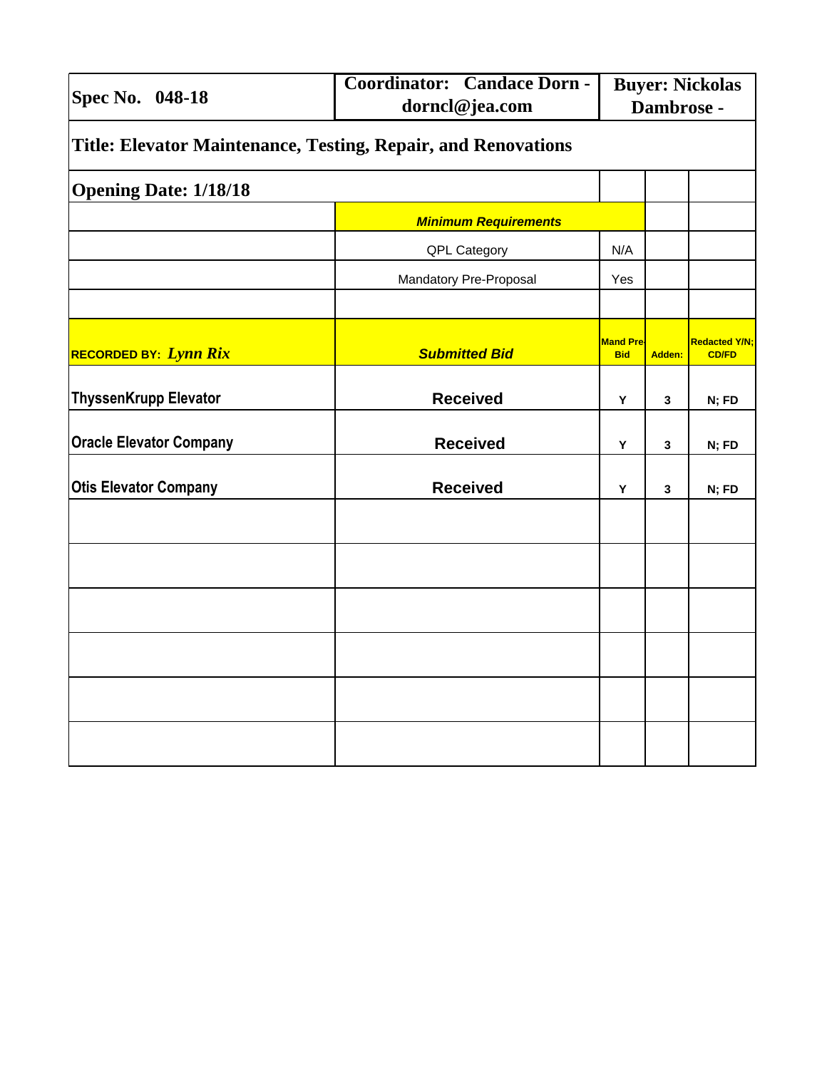| Spec No. 048-18 | Coordinator: Candace Dorn - dorncl@jea.com | Buyer: Nickolas Dambrose - | | |
|---|---|---|---|---|
| **Title: Elevator Maintenance, Testing, Repair, and Renovations** | | | | |
| **Opening Date: 1/18/18** | | | | |
| | ***Minimum Requirements*** | | | |
| | QPL Category | N/A | | |
| | Mandatory Pre-Proposal | Yes | | |
| | | | | |
| **RECORDED BY:** ***Lynn Rix*** | ***Submitted Bid*** | **Mand Pre-Bid** | **Adden:** | **Redacted Y/N; CD/FD** |
| **ThyssenKrupp Elevator** | **Received** | **Y** | **3** | **N; FD** |
| **Oracle Elevator Company** | **Received** | **Y** | **3** | **N; FD** |
| **Otis Elevator Company** | **Received** | **Y** | **3** | **N; FD** |
| | | | | |
| | | | | |
| | | | | |
| | | | | |
| | | | | |
| | | | | |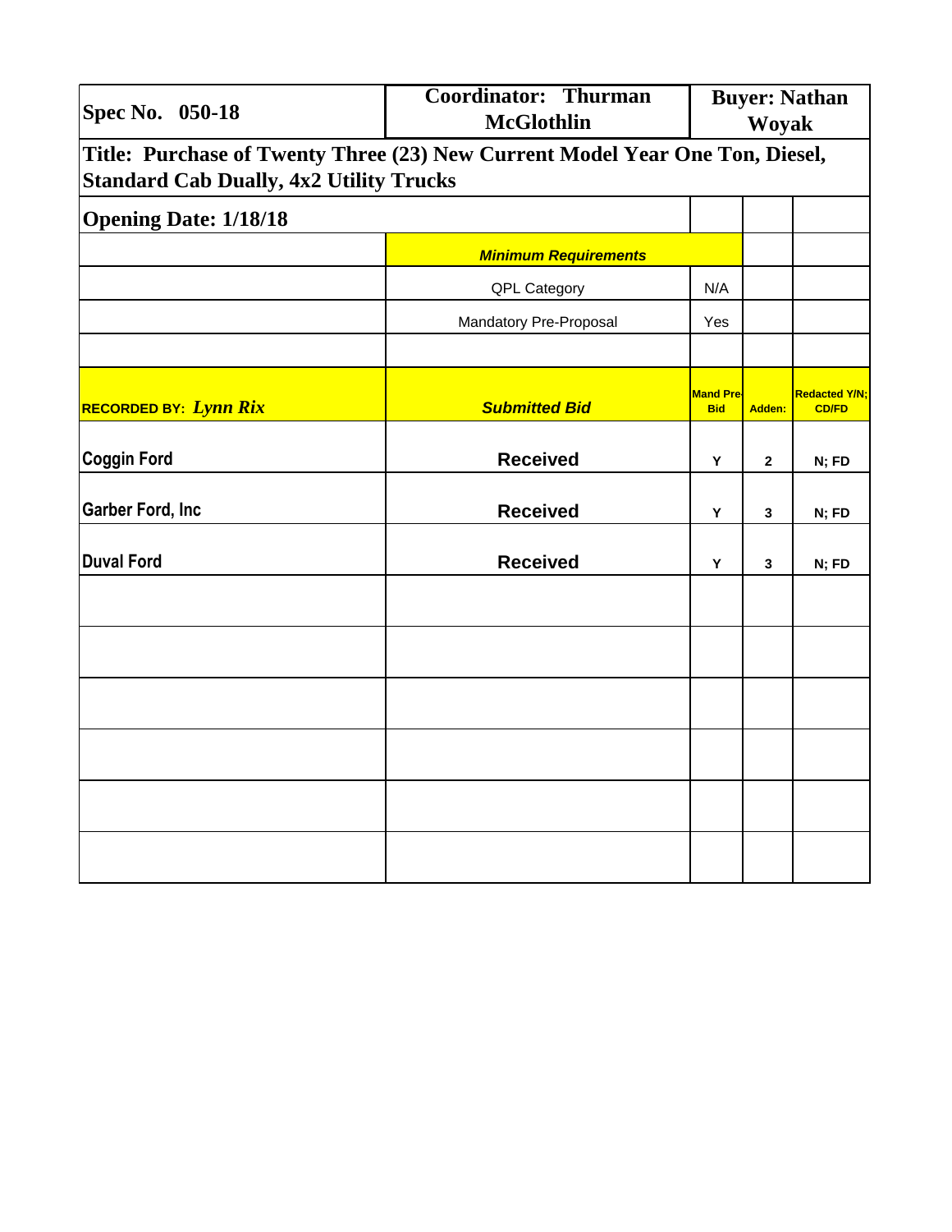| Spec No. 050-18 | Coordinator: Thurman McGlothlin | Buyer: Nathan Woyak | | |
|---|---|---|---|---|
| **Title: Purchase of Twenty Three (23) New Current Model Year One Ton, Diesel, Standard Cab Dually, 4x2 Utility Trucks** | | | | |
| **Opening Date: 1/18/18** | | | | |
| | ***Minimum Requirements*** | | | |
| | QPL Category | N/A | | |
| | Mandatory Pre-Proposal | Yes | | |
| | | | | |
| **RECORDED BY:** ***Lynn Rix*** | ***Submitted Bid*** | **Mand Pre-Bid** | **Adden:** | **Redacted Y/N; CD/FD** |
| **Coggin Ford** | **Received** | **Y** | **2** | **N; FD** |
| **Garber Ford, Inc** | **Received** | **Y** | **3** | **N; FD** |
| **Duval Ford** | **Received** | **Y** | **3** | **N; FD** |
| | | | | |
| | | | | |
| | | | | |
| | | | | |
| | | | | |
| | | | | |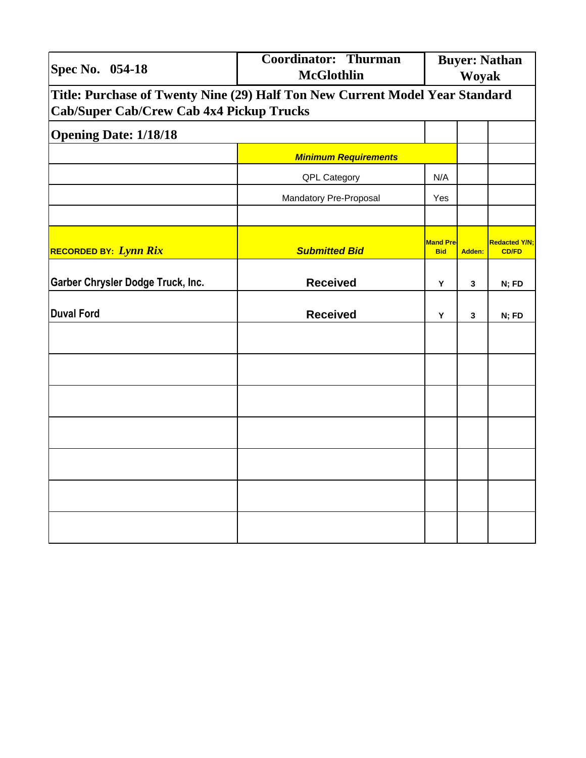| Spec No. 054-18 | Coordinator: Thurman McGlothlin | Buyer: Nathan Woyak | | |
|---|---|---|---|---|
| **Title: Purchase of Twenty Nine (29) Half Ton New Current Model Year Standard Cab/Super Cab/Crew Cab 4x4 Pickup Trucks** | | | | |
| **Opening Date: 1/18/18** | | | | |
| | ***Minimum Requirements*** | | | |
| | QPL Category | N/A | | |
| | Mandatory Pre-Proposal | Yes | | |
| | | | | |
| **RECORDED BY:** ***Lynn Rix*** | ***Submitted Bid*** | **Mand Pre-Bid** | **Adden:** | **Redacted Y/N; CD/FD** |
| **Garber Chrysler Dodge Truck, Inc.** | **Received** | **Y** | **3** | **N; FD** |
| **Duval Ford** | **Received** | **Y** | **3** | **N; FD** |
| | | | | |
| | | | | |
| | | | | |
| | | | | |
| | | | | |
| | | | | |
| | | | | |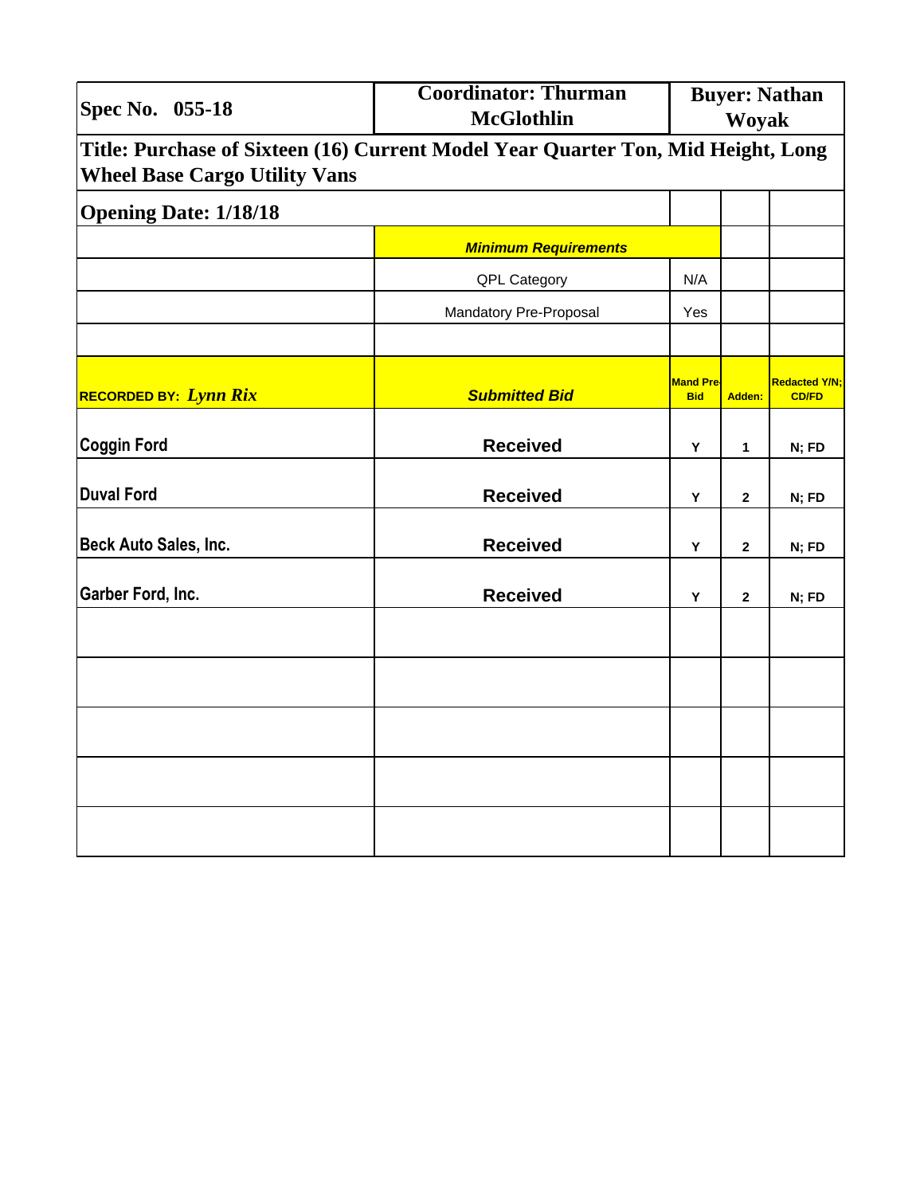| Spec No. 055-18 | Coordinator: Thurman McGlothlin | Buyer: Nathan Woyak | | |
|---|---|---|---|---|
| **Title: Purchase of Sixteen (16) Current Model Year Quarter Ton, Mid Height, Long Wheel Base Cargo Utility Vans** | | | | |
| **Opening Date: 1/18/18** | | | | |
| | ***Minimum Requirements*** | | | |
| | QPL Category | N/A | | |
| | Mandatory Pre-Proposal | Yes | | |
| | | | | |
| **RECORDED BY:** ***Lynn Rix*** | ***Submitted Bid*** | **Mand Pre-Bid** | **Adden:** | **Redacted Y/N; CD/FD** |
| **Coggin Ford** | **Received** | **Y** | **1** | **N; FD** |
| **Duval Ford** | **Received** | **Y** | **2** | **N; FD** |
| **Beck Auto Sales, Inc.** | **Received** | **Y** | **2** | **N; FD** |
| **Garber Ford, Inc.** | **Received** | **Y** | **2** | **N; FD** |
| | | | | |
| | | | | |
| | | | | |
| | | | | |
| | | | | |